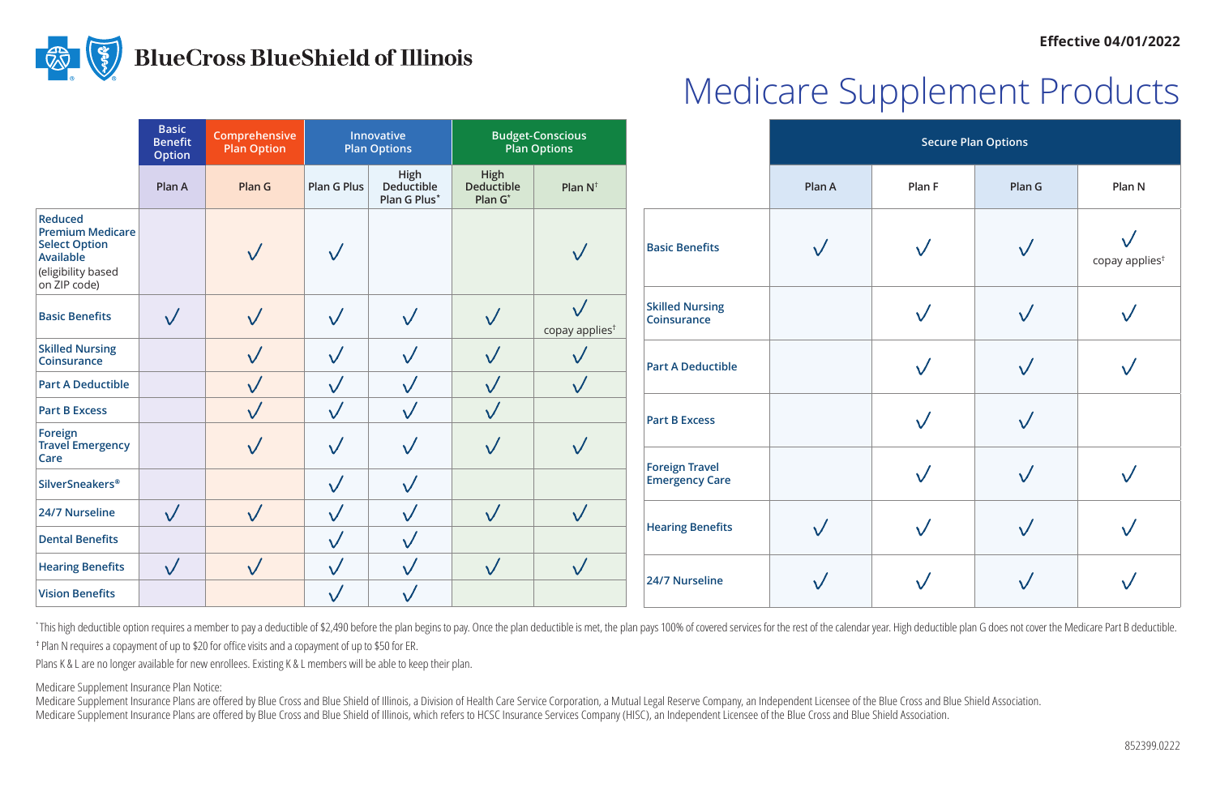**BlueCross BlueShield of Illinois**

**Effective 04/01/2022**

# Medicare Supplement Products

| | Basic Benefit Option | Comprehensive Plan Option | Innovative Plan Options | | Budget-Conscious Plan Options | |
|---|---|---|---|---|---|---|
| | Plan A | Plan G | Plan G Plus | High Deductible Plan G Plus* | High Deductible Plan G* | Plan N† |
| **Reduced Premium Medicare Select Option Available** (eligibility based on ZIP code) | | √ | √ | | | √ |
| **Basic Benefits** | √ | √ | √ | √ | √ | √ copay applies† |
| **Skilled Nursing Coinsurance** | | √ | √ | √ | √ | √ |
| **Part A Deductible** | | √ | √ | √ | √ | √ |
| **Part B Excess** | | √ | √ | √ | √ | |
| **Foreign Travel Emergency Care** | | √ | √ | √ | √ | √ |
| **SilverSneakers®** | | | √ | √ | | |
| **24/7 Nurseline** | √ | √ | √ | √ | √ | √ |
| **Dental Benefits** | | | √ | √ | | |
| **Hearing Benefits** | √ | √ | √ | √ | √ | √ |
| **Vision Benefits** | | | √ | √ | | |

| | Secure Plan Options | | | |
|---|---|---|---|---|
| | Plan A | Plan F | Plan G | Plan N |
| **Basic Benefits** | √ | √ | √ | √ copay applies† |
| **Skilled Nursing Coinsurance** | | √ | √ | √ |
| **Part A Deductible** | | √ | √ | √ |
| **Part B Excess** | | √ | √ | |
| **Foreign Travel Emergency Care** | | √ | √ | √ |
| **Hearing Benefits** | √ | √ | √ | √ |
| **24/7 Nurseline** | √ | √ | √ | √ |

*This high deductible option requires a member to pay a deductible of $2,490 before the plan begins to pay. Once the plan deductible is met, the plan pays 100% of covered services for the rest of the calendar year. High deductible plan G does not cover the Medicare Part B deductible.

† Plan N requires a copayment of up to $20 for office visits and a copayment of up to $50 for ER.

Plans K & L are no longer available for new enrollees. Existing K & L members will be able to keep their plan.

Medicare Supplement Insurance Plan Notice:
Medicare Supplement Insurance Plans are offered by Blue Cross and Blue Shield of Illinois, a Division of Health Care Service Corporation, a Mutual Legal Reserve Company, an Independent Licensee of the Blue Cross and Blue Shield Association.
Medicare Supplement Insurance Plans are offered by Blue Cross and Blue Shield of Illinois, which refers to HCSC Insurance Services Company (HISC), an Independent Licensee of the Blue Cross and Blue Shield Association.

852399.0222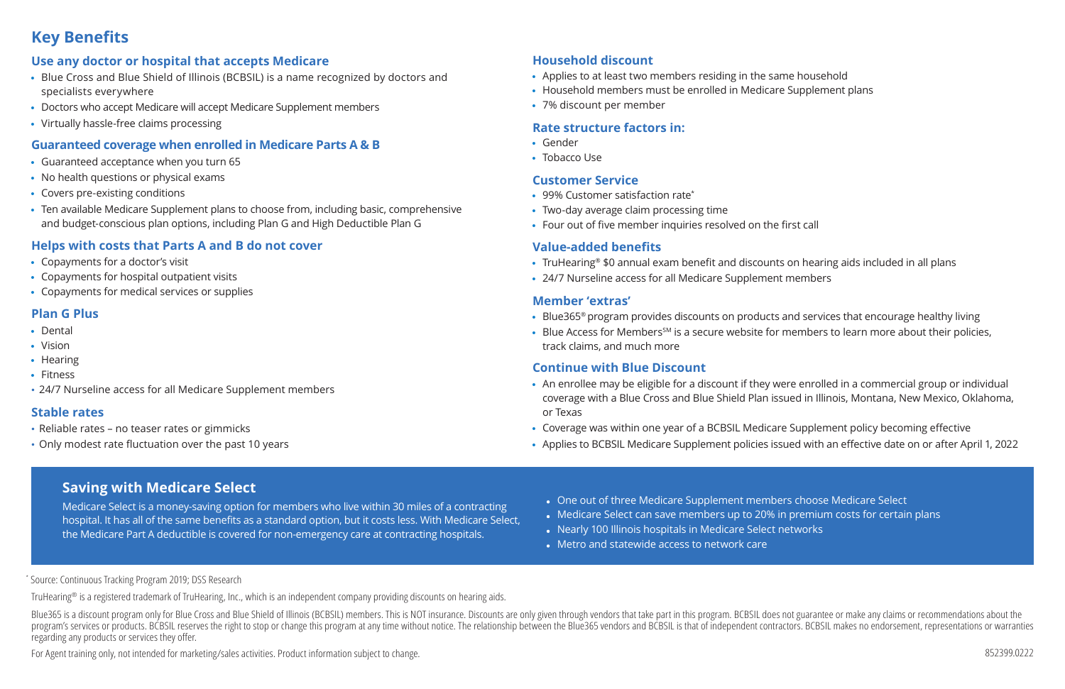# Key Benefits

## Use any doctor or hospital that accepts Medicare

- Blue Cross and Blue Shield of Illinois (BCBSIL) is a name recognized by doctors and specialists everywhere
- Doctors who accept Medicare will accept Medicare Supplement members
- Virtually hassle-free claims processing

## Guaranteed coverage when enrolled in Medicare Parts A & B

- Guaranteed acceptance when you turn 65
- No health questions or physical exams
- Covers pre-existing conditions
- Ten available Medicare Supplement plans to choose from, including basic, comprehensive and budget-conscious plan options, including Plan G and High Deductible Plan G

## Helps with costs that Parts A and B do not cover

- Copayments for a doctor's visit
- Copayments for hospital outpatient visits
- Copayments for medical services or supplies

## Plan G Plus

- Dental
- Vision
- Hearing
- Fitness
- 24/7 Nurseline access for all Medicare Supplement members

## Stable rates

- Reliable rates – no teaser rates or gimmicks
- Only modest rate fluctuation over the past 10 years

## Household discount

- Applies to at least two members residing in the same household
- Household members must be enrolled in Medicare Supplement plans
- 7% discount per member

## Rate structure factors in:

- Gender
- Tobacco Use

## Customer Service

- 99% Customer satisfaction rate*
- Two-day average claim processing time
- Four out of five member inquiries resolved on the first call

## Value-added benefits

- TruHearing® $0 annual exam benefit and discounts on hearing aids included in all plans
- 24/7 Nurseline access for all Medicare Supplement members

## Member 'extras'

- Blue365® program provides discounts on products and services that encourage healthy living
- Blue Access for Members℠ is a secure website for members to learn more about their policies, track claims, and much more

## Continue with Blue Discount

- An enrollee may be eligible for a discount if they were enrolled in a commercial group or individual coverage with a Blue Cross and Blue Shield Plan issued in Illinois, Montana, New Mexico, Oklahoma, or Texas
- Coverage was within one year of a BCBSIL Medicare Supplement policy becoming effective
- Applies to BCBSIL Medicare Supplement policies issued with an effective date on or after April 1, 2022

## Saving with Medicare Select

Medicare Select is a money-saving option for members who live within 30 miles of a contracting hospital. It has all of the same benefits as a standard option, but it costs less. With Medicare Select, the Medicare Part A deductible is covered for non-emergency care at contracting hospitals.

- One out of three Medicare Supplement members choose Medicare Select
- Medicare Select can save members up to 20% in premium costs for certain plans
- Nearly 100 Illinois hospitals in Medicare Select networks
- Metro and statewide access to network care

* Source: Continuous Tracking Program 2019; DSS Research

TruHearing® is a registered trademark of TruHearing, Inc., which is an independent company providing discounts on hearing aids.

Blue365 is a discount program only for Blue Cross and Blue Shield of Illinois (BCBSIL) members. This is NOT insurance. Discounts are only given through vendors that take part in this program. BCBSIL does not guarantee or make any claims or recommendations about the program's services or products. BCBSIL reserves the right to stop or change this program at any time without notice. The relationship between the Blue365 vendors and BCBSIL is that of independent contractors. BCBSIL makes no endorsement, representations or warranties regarding any products or services they offer.

For Agent training only, not intended for marketing/sales activities. Product information subject to change.

852399.0222